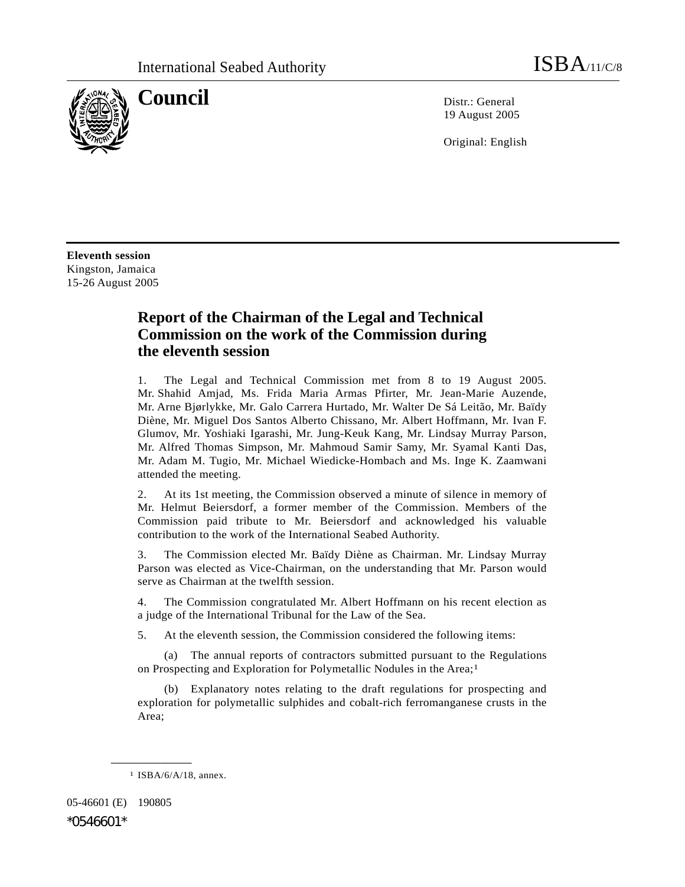International Seabed Authority ISBA/11/C/8

# Council

Distr.: General
19 August 2005

Original: English

**Eleventh session**
Kingston, Jamaica
15-26 August 2005

## Report of the Chairman of the Legal and Technical Commission on the work of the Commission during the eleventh session

1. The Legal and Technical Commission met from 8 to 19 August 2005. Mr. Shahid Amjad, Ms. Frida Maria Armas Pfirter, Mr. Jean-Marie Auzende, Mr. Arne Bjørlykke, Mr. Galo Carrera Hurtado, Mr. Walter De Sá Leitão, Mr. Baïdy Diène, Mr. Miguel Dos Santos Alberto Chissano, Mr. Albert Hoffmann, Mr. Ivan F. Glumov, Mr. Yoshiaki Igarashi, Mr. Jung-Keuk Kang, Mr. Lindsay Murray Parson, Mr. Alfred Thomas Simpson, Mr. Mahmoud Samir Samy, Mr. Syamal Kanti Das, Mr. Adam M. Tugio, Mr. Michael Wiedicke-Hombach and Ms. Inge K. Zaamwani attended the meeting.

2. At its 1st meeting, the Commission observed a minute of silence in memory of Mr. Helmut Beiersdorf, a former member of the Commission. Members of the Commission paid tribute to Mr. Beiersdorf and acknowledged his valuable contribution to the work of the International Seabed Authority.

3. The Commission elected Mr. Baïdy Diène as Chairman. Mr. Lindsay Murray Parson was elected as Vice-Chairman, on the understanding that Mr. Parson would serve as Chairman at the twelfth session.

4. The Commission congratulated Mr. Albert Hoffmann on his recent election as a judge of the International Tribunal for the Law of the Sea.

5. At the eleventh session, the Commission considered the following items:

(a) The annual reports of contractors submitted pursuant to the Regulations on Prospecting and Exploration for Polymetallic Nodules in the Area;[1]

(b) Explanatory notes relating to the draft regulations for prospecting and exploration for polymetallic sulphides and cobalt-rich ferromanganese crusts in the Area;

---

[1] ISBA/6/A/18, annex.

05-46601 (E) 190805

*0546601*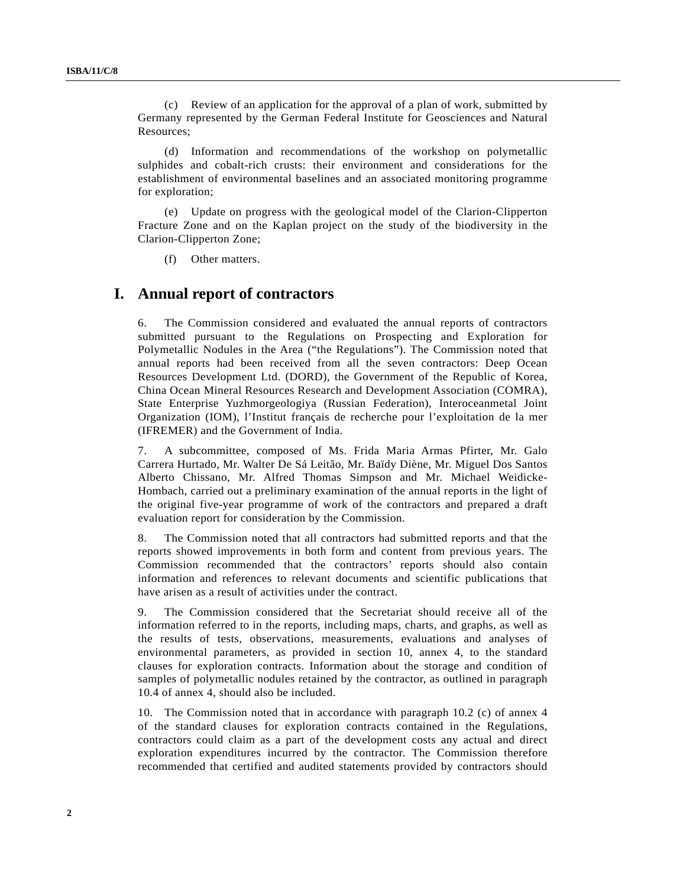(c) Review of an application for the approval of a plan of work, submitted by Germany represented by the German Federal Institute for Geosciences and Natural Resources;

(d) Information and recommendations of the workshop on polymetallic sulphides and cobalt-rich crusts: their environment and considerations for the establishment of environmental baselines and an associated monitoring programme for exploration;

(e) Update on progress with the geological model of the Clarion-Clipperton Fracture Zone and on the Kaplan project on the study of the biodiversity in the Clarion-Clipperton Zone;

(f) Other matters.

# I. Annual report of contractors

6. The Commission considered and evaluated the annual reports of contractors submitted pursuant to the Regulations on Prospecting and Exploration for Polymetallic Nodules in the Area (“the Regulations”). The Commission noted that annual reports had been received from all the seven contractors: Deep Ocean Resources Development Ltd. (DORD), the Government of the Republic of Korea, China Ocean Mineral Resources Research and Development Association (COMRA), State Enterprise Yuzhmorgeologiya (Russian Federation), Interoceanmetal Joint Organization (IOM), l’Institut français de recherche pour l’exploitation de la mer (IFREMER) and the Government of India.

7. A subcommittee, composed of Ms. Frida Maria Armas Pfirter, Mr. Galo Carrera Hurtado, Mr. Walter De Sá Leitão, Mr. Baïdy Diène, Mr. Miguel Dos Santos Alberto Chissano, Mr. Alfred Thomas Simpson and Mr. Michael Weidicke-Hombach, carried out a preliminary examination of the annual reports in the light of the original five-year programme of work of the contractors and prepared a draft evaluation report for consideration by the Commission.

8. The Commission noted that all contractors had submitted reports and that the reports showed improvements in both form and content from previous years. The Commission recommended that the contractors’ reports should also contain information and references to relevant documents and scientific publications that have arisen as a result of activities under the contract.

9. The Commission considered that the Secretariat should receive all of the information referred to in the reports, including maps, charts, and graphs, as well as the results of tests, observations, measurements, evaluations and analyses of environmental parameters, as provided in section 10, annex 4, to the standard clauses for exploration contracts. Information about the storage and condition of samples of polymetallic nodules retained by the contractor, as outlined in paragraph 10.4 of annex 4, should also be included.

10. The Commission noted that in accordance with paragraph 10.2 (c) of annex 4 of the standard clauses for exploration contracts contained in the Regulations, contractors could claim as a part of the development costs any actual and direct exploration expenditures incurred by the contractor. The Commission therefore recommended that certified and audited statements provided by contractors should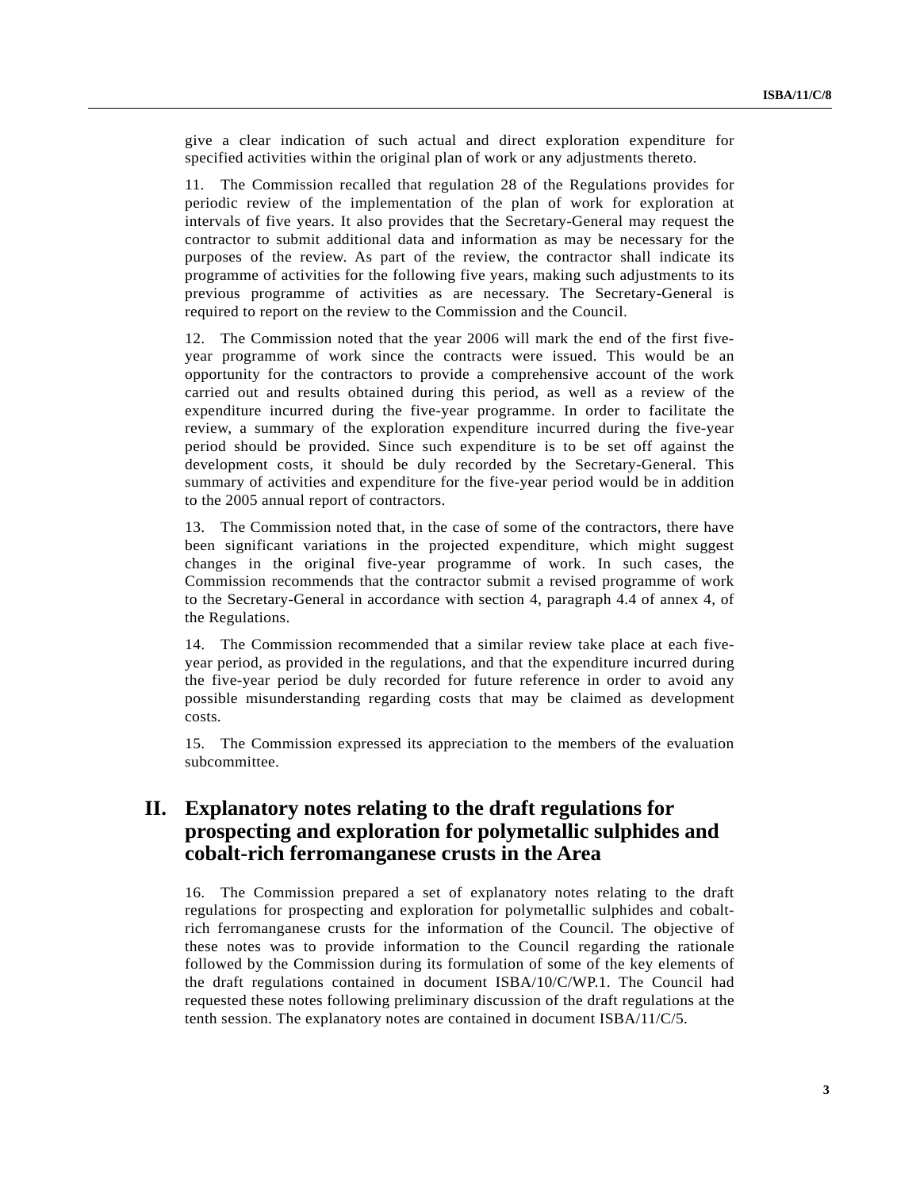give a clear indication of such actual and direct exploration expenditure for specified activities within the original plan of work or any adjustments thereto.

11. The Commission recalled that regulation 28 of the Regulations provides for periodic review of the implementation of the plan of work for exploration at intervals of five years. It also provides that the Secretary-General may request the contractor to submit additional data and information as may be necessary for the purposes of the review. As part of the review, the contractor shall indicate its programme of activities for the following five years, making such adjustments to its previous programme of activities as are necessary. The Secretary-General is required to report on the review to the Commission and the Council.

12. The Commission noted that the year 2006 will mark the end of the first five-year programme of work since the contracts were issued. This would be an opportunity for the contractors to provide a comprehensive account of the work carried out and results obtained during this period, as well as a review of the expenditure incurred during the five-year programme. In order to facilitate the review, a summary of the exploration expenditure incurred during the five-year period should be provided. Since such expenditure is to be set off against the development costs, it should be duly recorded by the Secretary-General. This summary of activities and expenditure for the five-year period would be in addition to the 2005 annual report of contractors.

13. The Commission noted that, in the case of some of the contractors, there have been significant variations in the projected expenditure, which might suggest changes in the original five-year programme of work. In such cases, the Commission recommends that the contractor submit a revised programme of work to the Secretary-General in accordance with section 4, paragraph 4.4 of annex 4, of the Regulations.

14. The Commission recommended that a similar review take place at each five-year period, as provided in the regulations, and that the expenditure incurred during the five-year period be duly recorded for future reference in order to avoid any possible misunderstanding regarding costs that may be claimed as development costs.

15. The Commission expressed its appreciation to the members of the evaluation subcommittee.

## II. Explanatory notes relating to the draft regulations for prospecting and exploration for polymetallic sulphides and cobalt-rich ferromanganese crusts in the Area

16. The Commission prepared a set of explanatory notes relating to the draft regulations for prospecting and exploration for polymetallic sulphides and cobalt-rich ferromanganese crusts for the information of the Council. The objective of these notes was to provide information to the Council regarding the rationale followed by the Commission during its formulation of some of the key elements of the draft regulations contained in document ISBA/10/C/WP.1. The Council had requested these notes following preliminary discussion of the draft regulations at the tenth session. The explanatory notes are contained in document ISBA/11/C/5.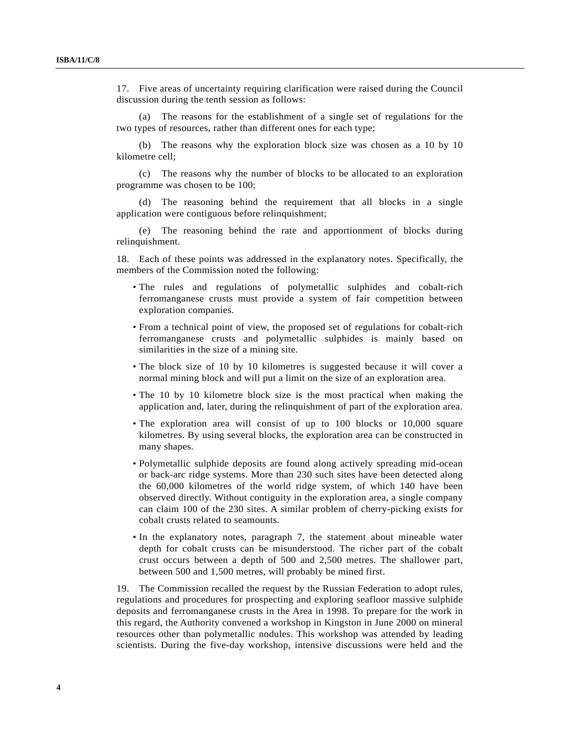17. Five areas of uncertainty requiring clarification were raised during the Council discussion during the tenth session as follows:

(a) The reasons for the establishment of a single set of regulations for the two types of resources, rather than different ones for each type;

(b) The reasons why the exploration block size was chosen as a 10 by 10 kilometre cell;

(c) The reasons why the number of blocks to be allocated to an exploration programme was chosen to be 100;

(d) The reasoning behind the requirement that all blocks in a single application were contiguous before relinquishment;

(e) The reasoning behind the rate and apportionment of blocks during relinquishment.

18. Each of these points was addressed in the explanatory notes. Specifically, the members of the Commission noted the following:

- The rules and regulations of polymetallic sulphides and cobalt-rich ferromanganese crusts must provide a system of fair competition between exploration companies.
- From a technical point of view, the proposed set of regulations for cobalt-rich ferromanganese crusts and polymetallic sulphides is mainly based on similarities in the size of a mining site.
- The block size of 10 by 10 kilometres is suggested because it will cover a normal mining block and will put a limit on the size of an exploration area.
- The 10 by 10 kilometre block size is the most practical when making the application and, later, during the relinquishment of part of the exploration area.
- The exploration area will consist of up to 100 blocks or 10,000 square kilometres. By using several blocks, the exploration area can be constructed in many shapes.
- Polymetallic sulphide deposits are found along actively spreading mid-ocean or back-arc ridge systems. More than 230 such sites have been detected along the 60,000 kilometres of the world ridge system, of which 140 have been observed directly. Without contiguity in the exploration area, a single company can claim 100 of the 230 sites. A similar problem of cherry-picking exists for cobalt crusts related to seamounts.
- In the explanatory notes, paragraph 7, the statement about mineable water depth for cobalt crusts can be misunderstood. The richer part of the cobalt crust occurs between a depth of 500 and 2,500 metres. The shallower part, between 500 and 1,500 metres, will probably be mined first.

19. The Commission recalled the request by the Russian Federation to adopt rules, regulations and procedures for prospecting and exploring seafloor massive sulphide deposits and ferromanganese crusts in the Area in 1998. To prepare for the work in this regard, the Authority convened a workshop in Kingston in June 2000 on mineral resources other than polymetallic nodules. This workshop was attended by leading scientists. During the five-day workshop, intensive discussions were held and the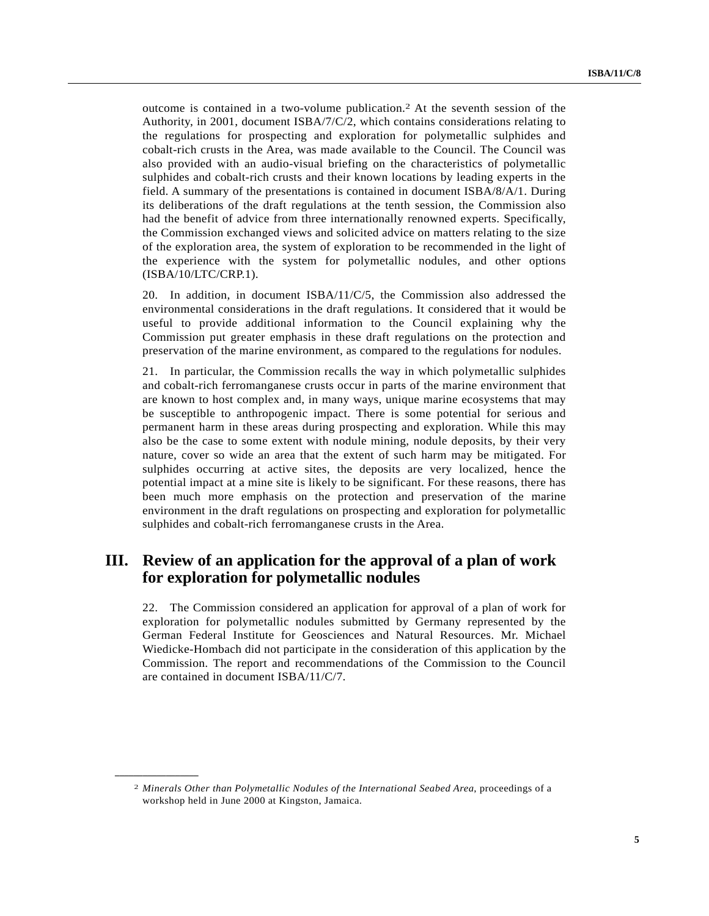outcome is contained in a two-volume publication.[2] At the seventh session of the Authority, in 2001, document ISBA/7/C/2, which contains considerations relating to the regulations for prospecting and exploration for polymetallic sulphides and cobalt-rich crusts in the Area, was made available to the Council. The Council was also provided with an audio-visual briefing on the characteristics of polymetallic sulphides and cobalt-rich crusts and their known locations by leading experts in the field. A summary of the presentations is contained in document ISBA/8/A/1. During its deliberations of the draft regulations at the tenth session, the Commission also had the benefit of advice from three internationally renowned experts. Specifically, the Commission exchanged views and solicited advice on matters relating to the size of the exploration area, the system of exploration to be recommended in the light of the experience with the system for polymetallic nodules, and other options (ISBA/10/LTC/CRP.1).

20. In addition, in document ISBA/11/C/5, the Commission also addressed the environmental considerations in the draft regulations. It considered that it would be useful to provide additional information to the Council explaining why the Commission put greater emphasis in these draft regulations on the protection and preservation of the marine environment, as compared to the regulations for nodules.

21. In particular, the Commission recalls the way in which polymetallic sulphides and cobalt-rich ferromanganese crusts occur in parts of the marine environment that are known to host complex and, in many ways, unique marine ecosystems that may be susceptible to anthropogenic impact. There is some potential for serious and permanent harm in these areas during prospecting and exploration. While this may also be the case to some extent with nodule mining, nodule deposits, by their very nature, cover so wide an area that the extent of such harm may be mitigated. For sulphides occurring at active sites, the deposits are very localized, hence the potential impact at a mine site is likely to be significant. For these reasons, there has been much more emphasis on the protection and preservation of the marine environment in the draft regulations on prospecting and exploration for polymetallic sulphides and cobalt-rich ferromanganese crusts in the Area.

## III. Review of an application for the approval of a plan of work for exploration for polymetallic nodules

22. The Commission considered an application for approval of a plan of work for exploration for polymetallic nodules submitted by Germany represented by the German Federal Institute for Geosciences and Natural Resources. Mr. Michael Wiedicke-Hombach did not participate in the consideration of this application by the Commission. The report and recommendations of the Commission to the Council are contained in document ISBA/11/C/7.

---

[2] *Minerals Other than Polymetallic Nodules of the International Seabed Area*, proceedings of a workshop held in June 2000 at Kingston, Jamaica.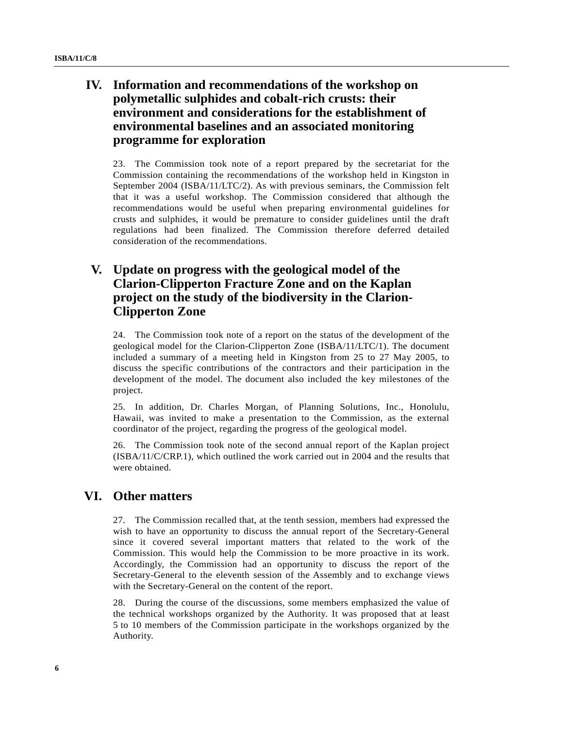## IV. Information and recommendations of the workshop on polymetallic sulphides and cobalt-rich crusts: their environment and considerations for the establishment of environmental baselines and an associated monitoring programme for exploration

23. The Commission took note of a report prepared by the secretariat for the Commission containing the recommendations of the workshop held in Kingston in September 2004 (ISBA/11/LTC/2). As with previous seminars, the Commission felt that it was a useful workshop. The Commission considered that although the recommendations would be useful when preparing environmental guidelines for crusts and sulphides, it would be premature to consider guidelines until the draft regulations had been finalized. The Commission therefore deferred detailed consideration of the recommendations.

## V. Update on progress with the geological model of the Clarion-Clipperton Fracture Zone and on the Kaplan project on the study of the biodiversity in the Clarion-Clipperton Zone

24. The Commission took note of a report on the status of the development of the geological model for the Clarion-Clipperton Zone (ISBA/11/LTC/1). The document included a summary of a meeting held in Kingston from 25 to 27 May 2005, to discuss the specific contributions of the contractors and their participation in the development of the model. The document also included the key milestones of the project.

25. In addition, Dr. Charles Morgan, of Planning Solutions, Inc., Honolulu, Hawaii, was invited to make a presentation to the Commission, as the external coordinator of the project, regarding the progress of the geological model.

26. The Commission took note of the second annual report of the Kaplan project (ISBA/11/C/CRP.1), which outlined the work carried out in 2004 and the results that were obtained.

## VI. Other matters

27. The Commission recalled that, at the tenth session, members had expressed the wish to have an opportunity to discuss the annual report of the Secretary-General since it covered several important matters that related to the work of the Commission. This would help the Commission to be more proactive in its work. Accordingly, the Commission had an opportunity to discuss the report of the Secretary-General to the eleventh session of the Assembly and to exchange views with the Secretary-General on the content of the report.

28. During the course of the discussions, some members emphasized the value of the technical workshops organized by the Authority. It was proposed that at least 5 to 10 members of the Commission participate in the workshops organized by the Authority.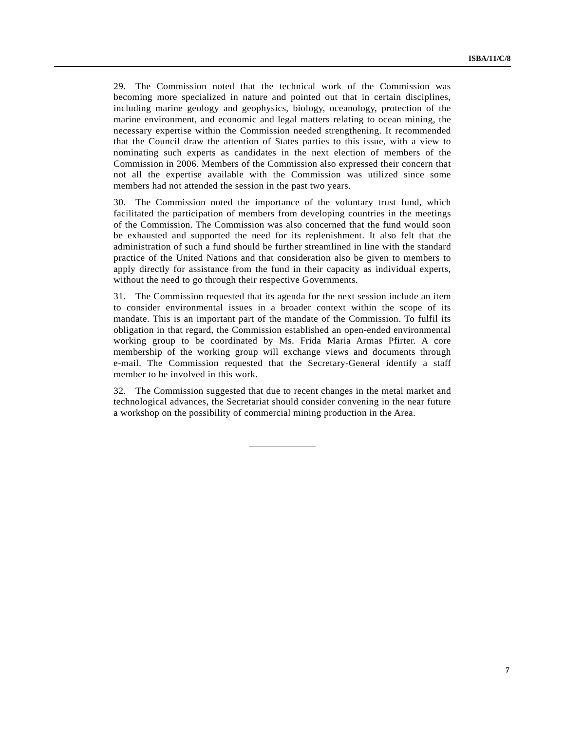29. The Commission noted that the technical work of the Commission was becoming more specialized in nature and pointed out that in certain disciplines, including marine geology and geophysics, biology, oceanology, protection of the marine environment, and economic and legal matters relating to ocean mining, the necessary expertise within the Commission needed strengthening. It recommended that the Council draw the attention of States parties to this issue, with a view to nominating such experts as candidates in the next election of members of the Commission in 2006. Members of the Commission also expressed their concern that not all the expertise available with the Commission was utilized since some members had not attended the session in the past two years.

30. The Commission noted the importance of the voluntary trust fund, which facilitated the participation of members from developing countries in the meetings of the Commission. The Commission was also concerned that the fund would soon be exhausted and supported the need for its replenishment. It also felt that the administration of such a fund should be further streamlined in line with the standard practice of the United Nations and that consideration also be given to members to apply directly for assistance from the fund in their capacity as individual experts, without the need to go through their respective Governments.

31. The Commission requested that its agenda for the next session include an item to consider environmental issues in a broader context within the scope of its mandate. This is an important part of the mandate of the Commission. To fulfil its obligation in that regard, the Commission established an open-ended environmental working group to be coordinated by Ms. Frida Maria Armas Pfirter. A core membership of the working group will exchange views and documents through e-mail. The Commission requested that the Secretary-General identify a staff member to be involved in this work.

32. The Commission suggested that due to recent changes in the metal market and technological advances, the Secretariat should consider convening in the near future a workshop on the possibility of commercial mining production in the Area.